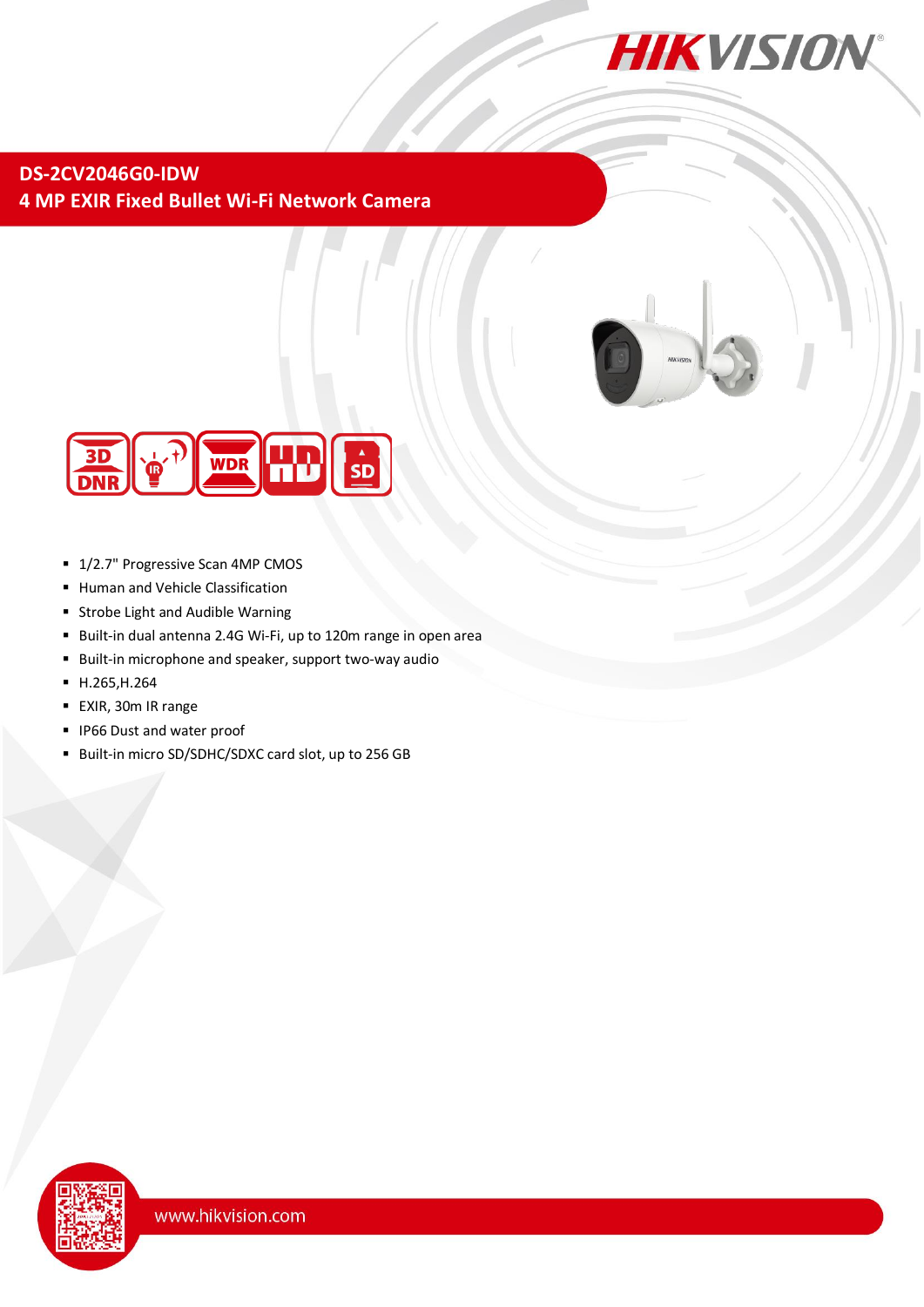# DS-2CV2046G0-IDW

## 4 MP EXIR Fixed Bullet Wi-Fi Network Camera

- 1/2.7" Progressive Scan 4MP CMOS
- Human and Vehicle Classification
- Strobe Light and Audible Warning
- Built-in dual antenna 2.4G Wi-Fi, up to 120m range in open area
- Built-in microphone and speaker, support two-way audio
- H.265,H.264
- EXIR, 30m IR range
- IP66 Dust and water proof
- Built-in micro SD/SDHC/SDXC card slot, up to 256 GB

www.hikvision.com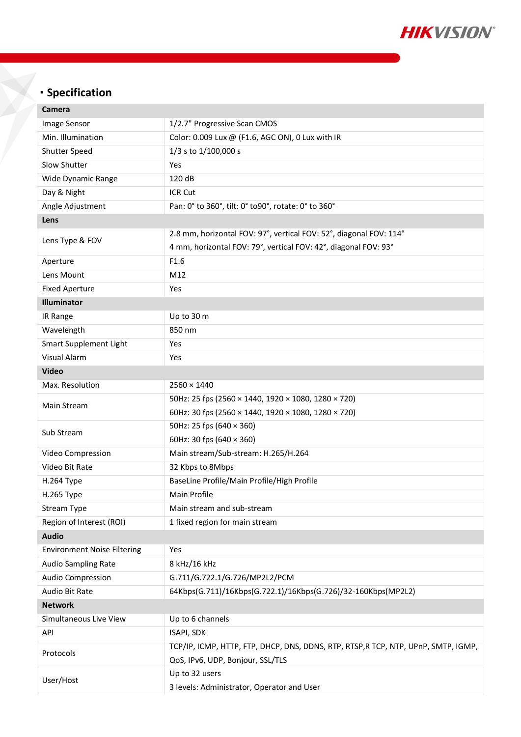## Specification

| Camera | |
|---|---|
| Image Sensor | 1/2.7" Progressive Scan CMOS |
| Min. Illumination | Color: 0.009 Lux @ (F1.6, AGC ON), 0 Lux with IR |
| Shutter Speed | 1/3 s to 1/100,000 s |
| Slow Shutter | Yes |
| Wide Dynamic Range | 120 dB |
| Day & Night | ICR Cut |
| Angle Adjustment | Pan: 0° to 360°, tilt: 0° to90°, rotate: 0° to 360° |
| **Lens** | |
| Lens Type & FOV | 2.8 mm, horizontal FOV: 97°, vertical FOV: 52°, diagonal FOV: 114°<br>4 mm, horizontal FOV: 79°, vertical FOV: 42°, diagonal FOV: 93° |
| Aperture | F1.6 |
| Lens Mount | M12 |
| Fixed Aperture | Yes |
| **Illuminator** | |
| IR Range | Up to 30 m |
| Wavelength | 850 nm |
| Smart Supplement Light | Yes |
| Visual Alarm | Yes |
| **Video** | |
| Max. Resolution | 2560 × 1440 |
| Main Stream | 50Hz: 25 fps (2560 × 1440, 1920 × 1080, 1280 × 720)<br>60Hz: 30 fps (2560 × 1440, 1920 × 1080, 1280 × 720) |
| Sub Stream | 50Hz: 25 fps (640 × 360)<br>60Hz: 30 fps (640 × 360) |
| Video Compression | Main stream/Sub-stream: H.265/H.264 |
| Video Bit Rate | 32 Kbps to 8Mbps |
| H.264 Type | BaseLine Profile/Main Profile/High Profile |
| H.265 Type | Main Profile |
| Stream Type | Main stream and sub-stream |
| Region of Interest (ROI) | 1 fixed region for main stream |
| **Audio** | |
| Environment Noise Filtering | Yes |
| Audio Sampling Rate | 8 kHz/16 kHz |
| Audio Compression | G.711/G.722.1/G.726/MP2L2/PCM |
| Audio Bit Rate | 64Kbps(G.711)/16Kbps(G.722.1)/16Kbps(G.726)/32-160Kbps(MP2L2) |
| **Network** | |
| Simultaneous Live View | Up to 6 channels |
| API | ISAPI, SDK |
| Protocols | TCP/IP, ICMP, HTTP, FTP, DHCP, DNS, DDNS, RTP, RTSP,R TCP, NTP, UPnP, SMTP, IGMP, QoS, IPv6, UDP, Bonjour, SSL/TLS |
| User/Host | Up to 32 users<br>3 levels: Administrator, Operator and User |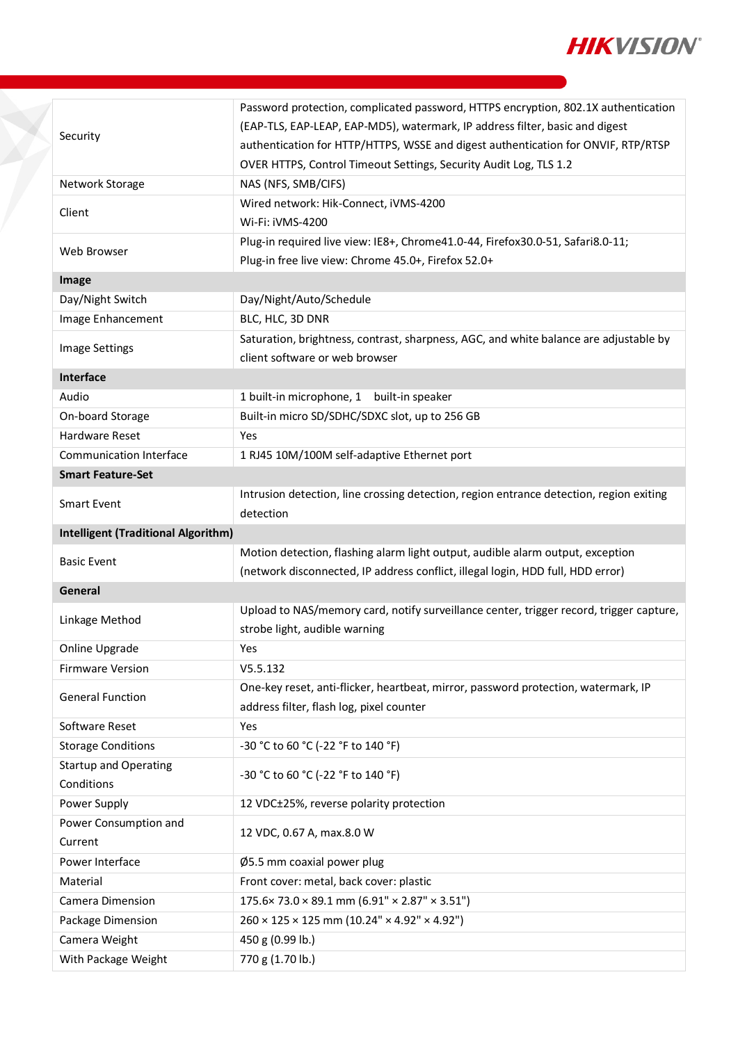| | |
|---|---|
| Security | Password protection, complicated password, HTTPS encryption, 802.1X authentication (EAP-TLS, EAP-LEAP, EAP-MD5), watermark, IP address filter, basic and digest authentication for HTTP/HTTPS, WSSE and digest authentication for ONVIF, RTP/RTSP OVER HTTPS, Control Timeout Settings, Security Audit Log, TLS 1.2 |
| Network Storage | NAS (NFS, SMB/CIFS) |
| Client | Wired network: Hik-Connect, iVMS-4200<br>Wi-Fi: iVMS-4200 |
| Web Browser | Plug-in required live view: IE8+, Chrome41.0-44, Firefox30.0-51, Safari8.0-11;<br>Plug-in free live view: Chrome 45.0+, Firefox 52.0+ |
| **Image** | |
| Day/Night Switch | Day/Night/Auto/Schedule |
| Image Enhancement | BLC, HLC, 3D DNR |
| Image Settings | Saturation, brightness, contrast, sharpness, AGC, and white balance are adjustable by client software or web browser |
| **Interface** | |
| Audio | 1 built-in microphone, 1 built-in speaker |
| On-board Storage | Built-in micro SD/SDHC/SDXC slot, up to 256 GB |
| Hardware Reset | Yes |
| Communication Interface | 1 RJ45 10M/100M self-adaptive Ethernet port |
| **Smart Feature-Set** | |
| Smart Event | Intrusion detection, line crossing detection, region entrance detection, region exiting detection |
| **Intelligent (Traditional Algorithm)** | |
| Basic Event | Motion detection, flashing alarm light output, audible alarm output, exception (network disconnected, IP address conflict, illegal login, HDD full, HDD error) |
| **General** | |
| Linkage Method | Upload to NAS/memory card, notify surveillance center, trigger record, trigger capture, strobe light, audible warning |
| Online Upgrade | Yes |
| Firmware Version | V5.5.132 |
| General Function | One-key reset, anti-flicker, heartbeat, mirror, password protection, watermark, IP address filter, flash log, pixel counter |
| Software Reset | Yes |
| Storage Conditions | -30 °C to 60 °C (-22 °F to 140 °F) |
| Startup and Operating Conditions | -30 °C to 60 °C (-22 °F to 140 °F) |
| Power Supply | 12 VDC±25%, reverse polarity protection |
| Power Consumption and Current | 12 VDC, 0.67 A, max.8.0 W |
| Power Interface | Ø5.5 mm coaxial power plug |
| Material | Front cover: metal, back cover: plastic |
| Camera Dimension | 175.6× 73.0 × 89.1 mm (6.91" × 2.87" × 3.51") |
| Package Dimension | 260 × 125 × 125 mm (10.24" × 4.92" × 4.92") |
| Camera Weight | 450 g (0.99 lb.) |
| With Package Weight | 770 g (1.70 lb.) |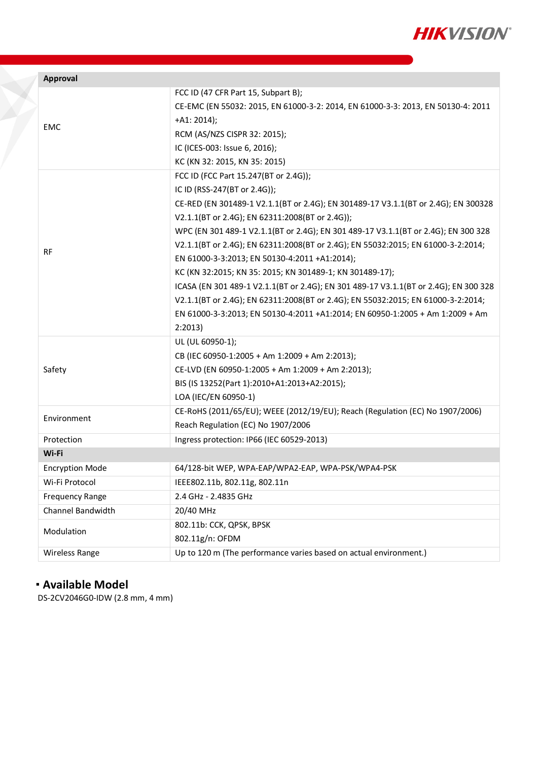| Approval | |
|---|---|
| EMC | FCC ID (47 CFR Part 15, Subpart B);<br>CE-EMC (EN 55032: 2015, EN 61000-3-2: 2014, EN 61000-3-3: 2013, EN 50130-4: 2011 +A1: 2014);<br>RCM (AS/NZS CISPR 32: 2015);<br>IC (ICES-003: Issue 6, 2016);<br>KC (KN 32: 2015, KN 35: 2015) |
| RF | FCC ID (FCC Part 15.247(BT or 2.4G));<br>IC ID (RSS-247(BT or 2.4G));<br>CE-RED (EN 301489-1 V2.1.1(BT or 2.4G); EN 301489-17 V3.1.1(BT or 2.4G); EN 300328 V2.1.1(BT or 2.4G); EN 62311:2008(BT or 2.4G));<br>WPC (EN 301 489-1 V2.1.1(BT or 2.4G); EN 301 489-17 V3.1.1(BT or 2.4G); EN 300 328 V2.1.1(BT or 2.4G); EN 62311:2008(BT or 2.4G); EN 55032:2015; EN 61000-3-2:2014; EN 61000-3-3:2013; EN 50130-4:2011 +A1:2014);<br>KC (KN 32:2015; KN 35: 2015; KN 301489-1; KN 301489-17);<br>ICASA (EN 301 489-1 V2.1.1(BT or 2.4G); EN 301 489-17 V3.1.1(BT or 2.4G); EN 300 328 V2.1.1(BT or 2.4G); EN 62311:2008(BT or 2.4G); EN 55032:2015; EN 61000-3-2:2014; EN 61000-3-3:2013; EN 50130-4:2011 +A1:2014; EN 60950-1:2005 + Am 1:2009 + Am 2:2013) |
| Safety | UL (UL 60950-1);<br>CB (IEC 60950-1:2005 + Am 1:2009 + Am 2:2013);<br>CE-LVD (EN 60950-1:2005 + Am 1:2009 + Am 2:2013);<br>BIS (IS 13252(Part 1):2010+A1:2013+A2:2015);<br>LOA (IEC/EN 60950-1) |
| Environment | CE-RoHS (2011/65/EU); WEEE (2012/19/EU); Reach (Regulation (EC) No 1907/2006)<br>Reach Regulation (EC) No 1907/2006 |
| Protection | Ingress protection: IP66 (IEC 60529-2013) |
| **Wi-Fi** | |
| Encryption Mode | 64/128-bit WEP, WPA-EAP/WPA2-EAP, WPA-PSK/WPA4-PSK |
| Wi-Fi Protocol | IEEE802.11b, 802.11g, 802.11n |
| Frequency Range | 2.4 GHz - 2.4835 GHz |
| Channel Bandwidth | 20/40 MHz |
| Modulation | 802.11b: CCK, QPSK, BPSK<br>802.11g/n: OFDM |
| Wireless Range | Up to 120 m (The performance varies based on actual environment.) |

## ▪ Available Model

DS-2CV2046G0-IDW (2.8 mm, 4 mm)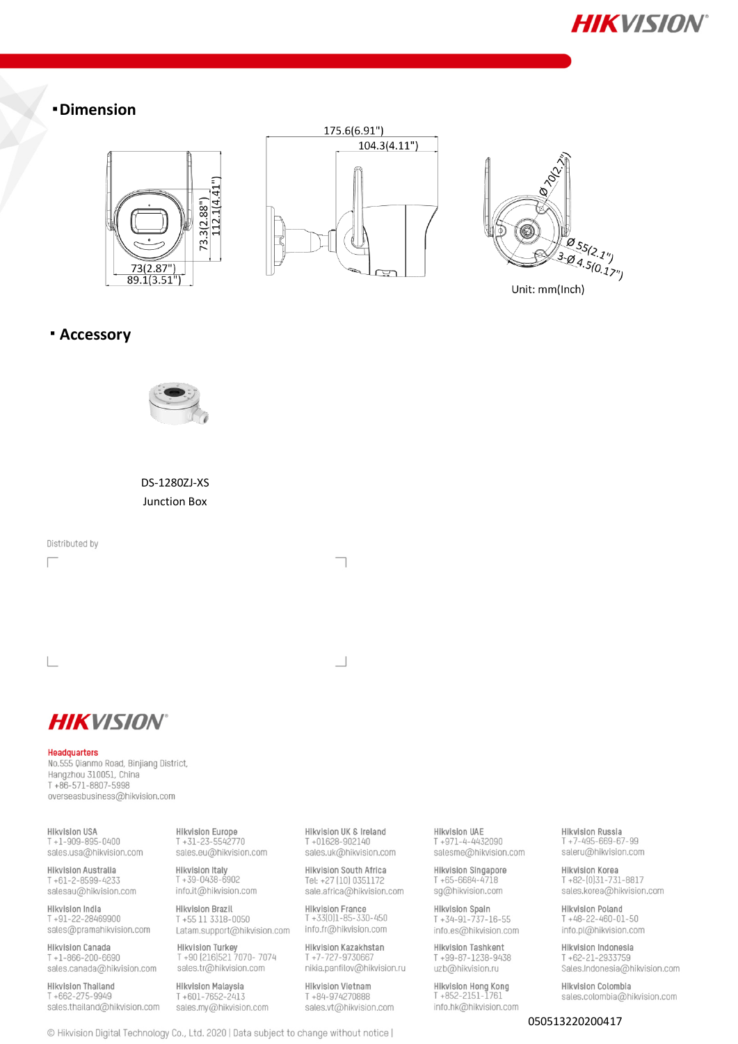## Dimension

175.6(6.91")
104.3(4.11")
73.3(2.88")
112.1(4.41")
73(2.87")
89.1(3.51")
Ø 70(2.7")
Ø 55(2.1")
3-Ø 4.5(0.17")

Unit: mm(Inch)

## Accessory

DS-1280ZJ-XS
Junction Box

Distributed by

**HIKVISION**

**Headquarters**
No.555 Qianmo Road, Binjiang District,
Hangzhou 310051, China
T +86-571-8807-5998
overseasbusiness@hikvision.com

**Hikvision USA**
T +1-909-895-0400
sales.usa@hikvision.com

**Hikvision Europe**
T +31-23-5542770
sales.eu@hikvision.com

**Hikvision UK & Ireland**
T +01628-902140
sales.uk@hikvision.com

**Hikvision UAE**
T +971-4-4432090
salesme@hikvision.com

**Hikvision Russia**
T +7-495-669-67-99
saleru@hikvision.com

**Hikvision Australia**
T +61-2-8599-4233
salesau@hikvision.com

**Hikvision Italy**
T +39-0438-6902
info.it@hikvision.com

**Hikvision South Africa**
Tel: +27 (10) 0351172
sale.africa@hikvision.com

**Hikvision Singapore**
T +65-6684-4718
sg@hikvision.com

**Hikvision Korea**
T +82-(0)31-731-8817
sales.korea@hikvision.com

**Hikvision India**
T +91-22-28469900
sales@pramahikvision.com

**Hikvision Brazil**
T +55 11 3318-0050
Latam.support@hikvision.com

**Hikvision France**
T +33(0)1-85-330-450
info.fr@hikvision.com

**Hikvision Spain**
T +34-91-737-16-55
info.es@hikvision.com

**Hikvision Poland**
T +48-22-460-01-50
info.pl@hikvision.com

**Hikvision Canada**
T +1-866-200-6690
sales.canada@hikvision.com

**Hikvision Turkey**
T +90 (216)521 7070- 7074
sales.tr@hikvision.com

**Hikvision Kazakhstan**
T +7-727-9730667
nikia.panfilov@hikvision.ru

**Hikvision Tashkent**
T +99-87-1238-9438
uzb@hikvision.ru

**Hikvision Indonesia**
T +62-21-2933759
Sales.Indonesia@hikvision.com

**Hikvision Thailand**
T +662-275-9949
sales.thailand@hikvision.com

**Hikvision Malaysia**
T +601-7652-2413
sales.my@hikvision.com

**Hikvision Vietnam**
T +84-974270888
sales.vt@hikvision.com

**Hikvision Hong Kong**
T +852-2151-1761
info.hk@hikvision.com

**Hikvision Colombia**
sales.colombia@hikvision.com

050513220200417

© Hikvision Digital Technology Co., Ltd. 2020 | Data subject to change without notice |